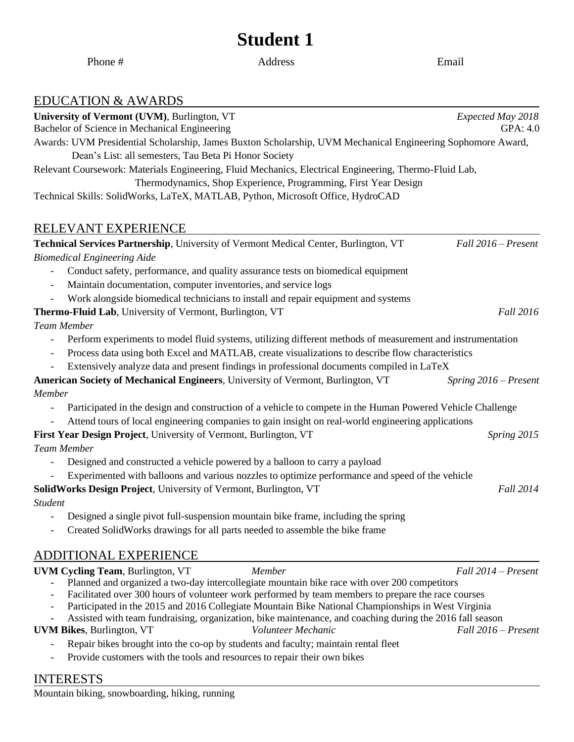# Student 1

Phone # Address Email

## EDUCATION & AWARDS

**University of Vermont (UVM)**, Burlington, VT *Expected May 2018*
Bachelor of Science in Mechanical Engineering GPA: 4.0

Awards: UVM Presidential Scholarship, James Buxton Scholarship, UVM Mechanical Engineering Sophomore Award, Dean's List: all semesters, Tau Beta Pi Honor Society

Relevant Coursework: Materials Engineering, Fluid Mechanics, Electrical Engineering, Thermo-Fluid Lab, Thermodynamics, Shop Experience, Programming, First Year Design

Technical Skills: SolidWorks, LaTeX, MATLAB, Python, Microsoft Office, HydroCAD

## RELEVANT EXPERIENCE

**Technical Services Partnership**, University of Vermont Medical Center, Burlington, VT *Fall 2016 – Present*
*Biomedical Engineering Aide*

- Conduct safety, performance, and quality assurance tests on biomedical equipment
- Maintain documentation, computer inventories, and service logs
- Work alongside biomedical technicians to install and repair equipment and systems

**Thermo-Fluid Lab**, University of Vermont, Burlington, VT *Fall 2016*
*Team Member*

- Perform experiments to model fluid systems, utilizing different methods of measurement and instrumentation
- Process data using both Excel and MATLAB, create visualizations to describe flow characteristics
- Extensively analyze data and present findings in professional documents compiled in LaTeX

**American Society of Mechanical Engineers**, University of Vermont, Burlington, VT *Spring 2016 – Present*
*Member*

- Participated in the design and construction of a vehicle to compete in the Human Powered Vehicle Challenge
- Attend tours of local engineering companies to gain insight on real-world engineering applications

**First Year Design Project**, University of Vermont, Burlington, VT *Spring 2015*
*Team Member*

- Designed and constructed a vehicle powered by a balloon to carry a payload
- Experimented with balloons and various nozzles to optimize performance and speed of the vehicle

**SolidWorks Design Project**, University of Vermont, Burlington, VT *Fall 2014*
*Student*

- Designed a single pivot full-suspension mountain bike frame, including the spring
- Created SolidWorks drawings for all parts needed to assemble the bike frame

## ADDITIONAL EXPERIENCE

**UVM Cycling Team**, Burlington, VT *Member* *Fall 2014 – Present*

- Planned and organized a two-day intercollegiate mountain bike race with over 200 competitors
- Facilitated over 300 hours of volunteer work performed by team members to prepare the race courses
- Participated in the 2015 and 2016 Collegiate Mountain Bike National Championships in West Virginia
- Assisted with team fundraising, organization, bike maintenance, and coaching during the 2016 fall season

**UVM Bikes**, Burlington, VT *Volunteer Mechanic* *Fall 2016 – Present*

- Repair bikes brought into the co-op by students and faculty; maintain rental fleet
- Provide customers with the tools and resources to repair their own bikes

## INTERESTS

Mountain biking, snowboarding, hiking, running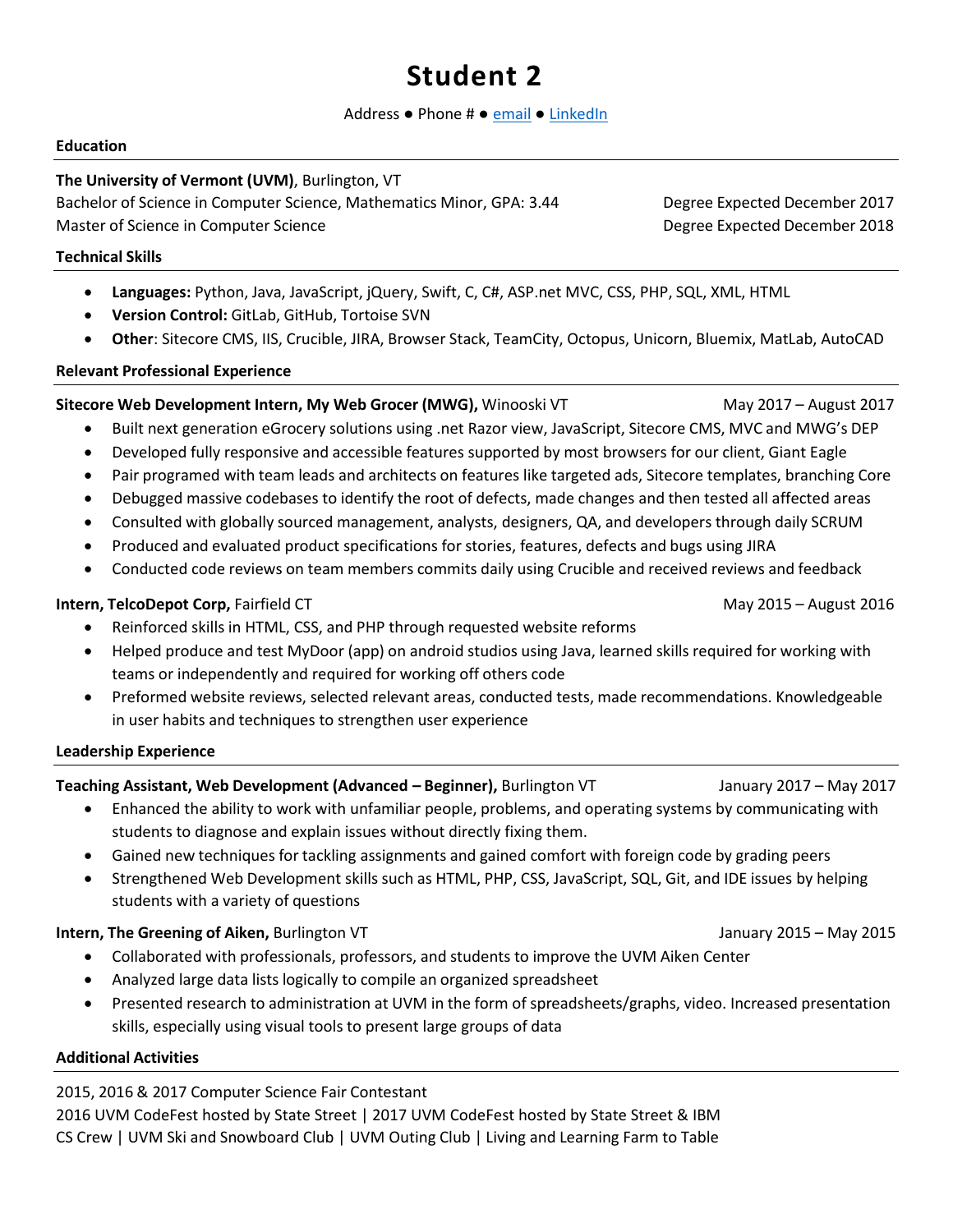# Student 2

Address ● Phone # ● email ● LinkedIn

## Education

**The University of Vermont (UVM)**, Burlington, VT
Bachelor of Science in Computer Science, Mathematics Minor, GPA: 3.44 — Degree Expected December 2017
Master of Science in Computer Science — Degree Expected December 2018

## Technical Skills

- **Languages:** Python, Java, JavaScript, jQuery, Swift, C, C#, ASP.net MVC, CSS, PHP, SQL, XML, HTML
- **Version Control:** GitLab, GitHub, Tortoise SVN
- **Other**: Sitecore CMS, IIS, Crucible, JIRA, Browser Stack, TeamCity, Octopus, Unicorn, Bluemix, MatLab, AutoCAD

## Relevant Professional Experience

**Sitecore Web Development Intern, My Web Grocer (MWG),** Winooski VT — May 2017 – August 2017

- Built next generation eGrocery solutions using .net Razor view, JavaScript, Sitecore CMS, MVC and MWG's DEP
- Developed fully responsive and accessible features supported by most browsers for our client, Giant Eagle
- Pair programed with team leads and architects on features like targeted ads, Sitecore templates, branching Core
- Debugged massive codebases to identify the root of defects, made changes and then tested all affected areas
- Consulted with globally sourced management, analysts, designers, QA, and developers through daily SCRUM
- Produced and evaluated product specifications for stories, features, defects and bugs using JIRA
- Conducted code reviews on team members commits daily using Crucible and received reviews and feedback

**Intern, TelcoDepot Corp,** Fairfield CT — May 2015 – August 2016

- Reinforced skills in HTML, CSS, and PHP through requested website reforms
- Helped produce and test MyDoor (app) on android studios using Java, learned skills required for working with teams or independently and required for working off others code
- Preformed website reviews, selected relevant areas, conducted tests, made recommendations. Knowledgeable in user habits and techniques to strengthen user experience

## Leadership Experience

**Teaching Assistant, Web Development (Advanced – Beginner),** Burlington VT — January 2017 – May 2017

- Enhanced the ability to work with unfamiliar people, problems, and operating systems by communicating with students to diagnose and explain issues without directly fixing them.
- Gained new techniques for tackling assignments and gained comfort with foreign code by grading peers
- Strengthened Web Development skills such as HTML, PHP, CSS, JavaScript, SQL, Git, and IDE issues by helping students with a variety of questions

**Intern, The Greening of Aiken,** Burlington VT — January 2015 – May 2015

- Collaborated with professionals, professors, and students to improve the UVM Aiken Center
- Analyzed large data lists logically to compile an organized spreadsheet
- Presented research to administration at UVM in the form of spreadsheets/graphs, video. Increased presentation skills, especially using visual tools to present large groups of data

## Additional Activities

2015, 2016 & 2017 Computer Science Fair Contestant
2016 UVM CodeFest hosted by State Street | 2017 UVM CodeFest hosted by State Street & IBM
CS Crew | UVM Ski and Snowboard Club | UVM Outing Club | Living and Learning Farm to Table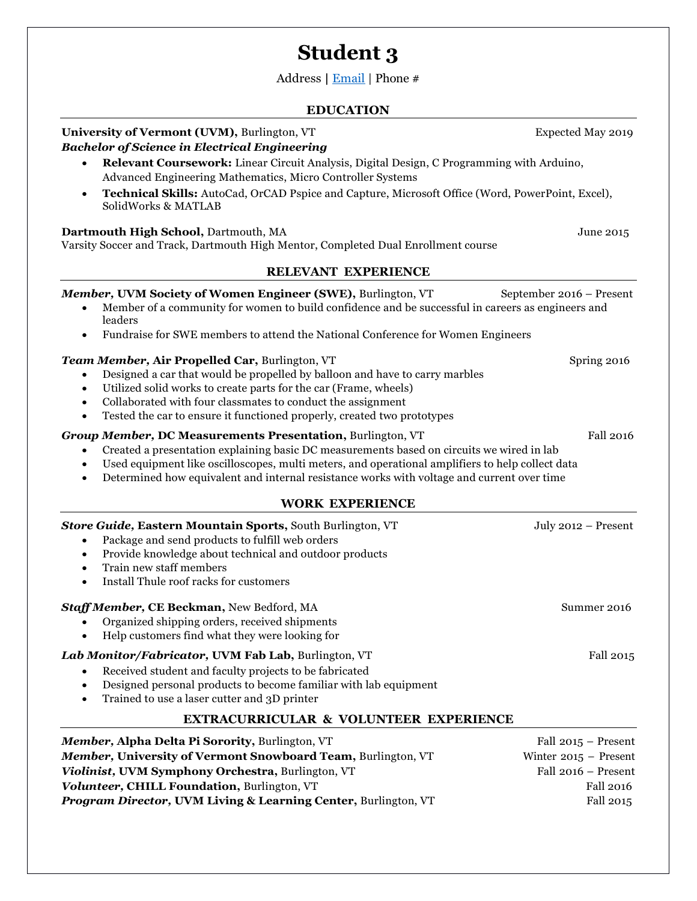# Student 3

Address | Email | Phone #

## EDUCATION

**University of Vermont (UVM),** Burlington, VT — Expected May 2019

***Bachelor of Science in Electrical Engineering***

- **Relevant Coursework:** Linear Circuit Analysis, Digital Design, C Programming with Arduino, Advanced Engineering Mathematics, Micro Controller Systems
- **Technical Skills:** AutoCad, OrCAD Pspice and Capture, Microsoft Office (Word, PowerPoint, Excel), SolidWorks & MATLAB

**Dartmouth High School,** Dartmouth, MA — June 2015

Varsity Soccer and Track, Dartmouth High Mentor, Completed Dual Enrollment course

## RELEVANT EXPERIENCE

***Member,* UVM Society of Women Engineer (SWE),** Burlington, VT — September 2016 – Present

- Member of a community for women to build confidence and be successful in careers as engineers and leaders
- Fundraise for SWE members to attend the National Conference for Women Engineers

***Team Member,* Air Propelled Car,** Burlington, VT — Spring 2016

- Designed a car that would be propelled by balloon and have to carry marbles
- Utilized solid works to create parts for the car (Frame, wheels)
- Collaborated with four classmates to conduct the assignment
- Tested the car to ensure it functioned properly, created two prototypes

***Group Member,* DC Measurements Presentation,** Burlington, VT — Fall 2016

- Created a presentation explaining basic DC measurements based on circuits we wired in lab
- Used equipment like oscilloscopes, multi meters, and operational amplifiers to help collect data
- Determined how equivalent and internal resistance works with voltage and current over time

## WORK EXPERIENCE

***Store Guide,* Eastern Mountain Sports,** South Burlington, VT — July 2012 – Present

- Package and send products to fulfill web orders
- Provide knowledge about technical and outdoor products
- Train new staff members
- Install Thule roof racks for customers

***Staff Member,* CE Beckman,** New Bedford, MA — Summer 2016

- Organized shipping orders, received shipments
- Help customers find what they were looking for

***Lab Monitor/Fabricator,* UVM Fab Lab,** Burlington, VT — Fall 2015

- Received student and faculty projects to be fabricated
- Designed personal products to become familiar with lab equipment
- Trained to use a laser cutter and 3D printer

## EXTRACURRICULAR & VOLUNTEER EXPERIENCE

***Member,* Alpha Delta Pi Sorority,** Burlington, VT — Fall 2015 – Present

***Member,* University of Vermont Snowboard Team,** Burlington, VT — Winter 2015 – Present

***Violinist,* UVM Symphony Orchestra,** Burlington, VT — Fall 2016 – Present

***Volunteer,* CHILL Foundation,** Burlington, VT — Fall 2016

***Program Director,* UVM Living & Learning Center,** Burlington, VT — Fall 2015